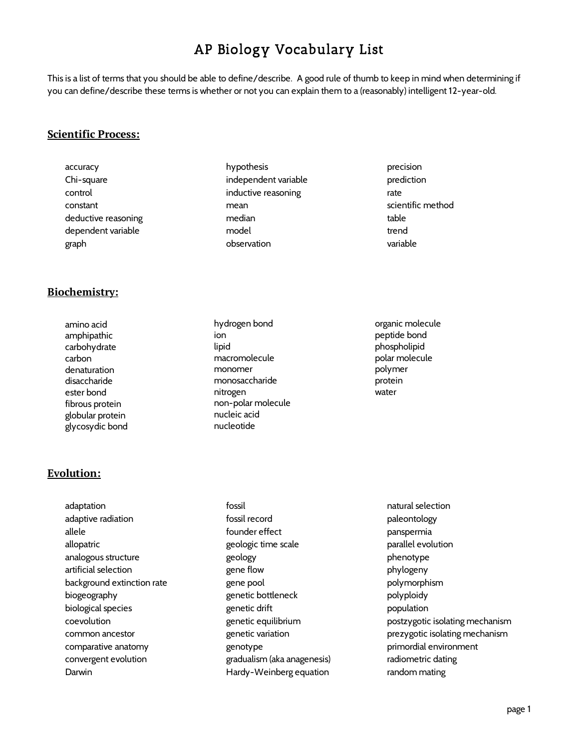# AP Biology Vocabulary List

This is a list of terms that you should be able to define/describe. A good rule of thumb to keep in mind when determining if you can define/describe these terms is whether or not you can explain them to a (reasonably) intelligent 12-year-old.

## Scientific Process:

- accuracy
- Chi-square
- control
- constant
- deductive reasoning
- dependent variable
- graph
- hypothesis
- independent variable
- inductive reasoning
- mean
- median
- model
- observation
- precision
- prediction
- rate
- scientific method
- table
- trend
- variable

## Biochemistry:

- amino acid
- amphipathic
- carbohydrate
- carbon
- denaturation
- disaccharide
- ester bond
- fibrous protein
- globular protein
- glycosydic bond
- hydrogen bond
- ion
- lipid
- macromolecule
- monomer
- monosaccharide
- nitrogen
- non-polar molecule
- nucleic acid
- nucleotide
- organic molecule
- peptide bond
- phospholipid
- polar molecule
- polymer
- protein
- water

## Evolution:

- adaptation
- adaptive radiation
- allele
- allopatric
- analogous structure
- artificial selection
- background extinction rate
- biogeography
- biological species
- coevolution
- common ancestor
- comparative anatomy
- convergent evolution
- Darwin
- fossil
- fossil record
- founder effect
- geologic time scale
- geology
- gene flow
- gene pool
- genetic bottleneck
- genetic drift
- genetic equilibrium
- genetic variation
- genotype
- gradualism (aka anagenesis)
- Hardy-Weinberg equation
- natural selection
- paleontology
- panspermia
- parallel evolution
- phenotype
- phylogeny
- polymorphism
- polyploidy
- population
- postzygotic isolating mechanism
- prezygotic isolating mechanism
- primordial environment
- radiometric dating
- random mating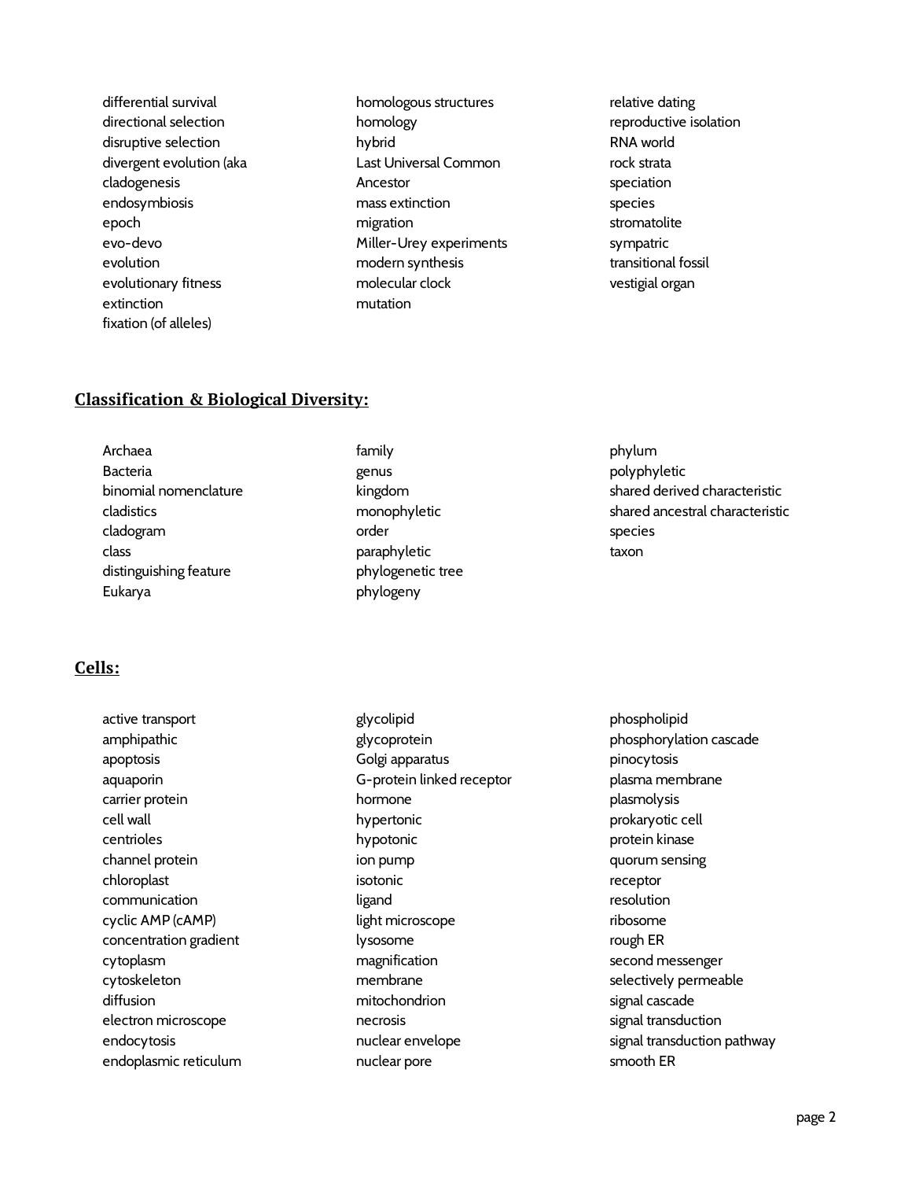- differential survival
- directional selection
- disruptive selection
- divergent evolution (aka cladogenesis
- endosymbiosis
- epoch
- evo-devo
- evolution
- evolutionary fitness
- extinction
- fixation (of alleles)
- homologous structures
- homology
- hybrid
- Last Universal Common Ancestor
- mass extinction
- migration
- Miller-Urey experiments
- modern synthesis
- molecular clock
- mutation
- relative dating
- reproductive isolation
- RNA world
- rock strata
- speciation
- species
- stromatolite
- sympatric
- transitional fossil
- vestigial organ

## Classification & Biological Diversity:

- Archaea
- Bacteria
- binomial nomenclature
- cladistics
- cladogram
- class
- distinguishing feature
- Eukarya
- family
- genus
- kingdom
- monophyletic
- order
- paraphyletic
- phylogenetic tree
- phylogeny
- phylum
- polyphyletic
- shared derived characteristic
- shared ancestral characteristic
- species
- taxon

## Cells:

- active transport
- amphipathic
- apoptosis
- aquaporin
- carrier protein
- cell wall
- centrioles
- channel protein
- chloroplast
- communication
- cyclic AMP (cAMP)
- concentration gradient
- cytoplasm
- cytoskeleton
- diffusion
- electron microscope
- endocytosis
- endoplasmic reticulum
- glycolipid
- glycoprotein
- Golgi apparatus
- G-protein linked receptor
- hormone
- hypertonic
- hypotonic
- ion pump
- isotonic
- ligand
- light microscope
- lysosome
- magnification
- membrane
- mitochondrion
- necrosis
- nuclear envelope
- nuclear pore
- phospholipid
- phosphorylation cascade
- pinocytosis
- plasma membrane
- plasmolysis
- prokaryotic cell
- protein kinase
- quorum sensing
- receptor
- resolution
- ribosome
- rough ER
- second messenger
- selectively permeable
- signal cascade
- signal transduction
- signal transduction pathway
- smooth ER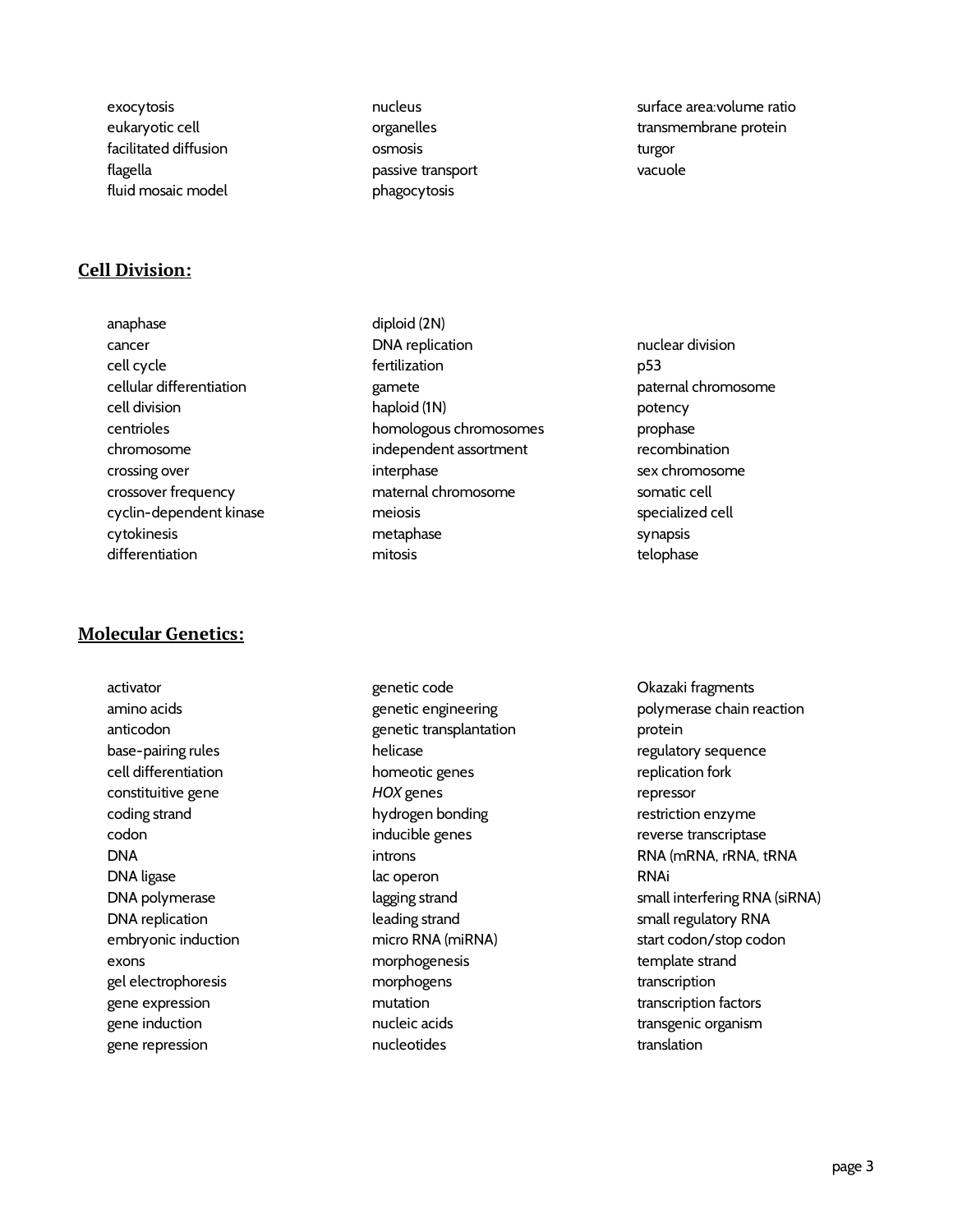exocytosis
eukaryotic cell
facilitated diffusion
flagella
fluid mosaic model
nucleus
organelles
osmosis
passive transport
phagocytosis
surface area:volume ratio
transmembrane protein
turgor
vacuole

## Cell Division:

anaphase
cancer
cell cycle
cellular differentiation
cell division
centrioles
chromosome
crossing over
crossover frequency
cyclin-dependent kinase
cytokinesis
differentiation
diploid (2N)
DNA replication
fertilization
gamete
haploid (1N)
homologous chromosomes
independent assortment
interphase
maternal chromosome
meiosis
metaphase
mitosis
nuclear division
p53
paternal chromosome
potency
prophase
recombination
sex chromosome
somatic cell
specialized cell
synapsis
telophase

## Molecular Genetics:

activator
amino acids
anticodon
base-pairing rules
cell differentiation
constituitive gene
coding strand
codon
DNA
DNA ligase
DNA polymerase
DNA replication
embryonic induction
exons
gel electrophoresis
gene expression
gene induction
gene repression
genetic code
genetic engineering
genetic transplantation
helicase
homeotic genes
*HOX* genes
hydrogen bonding
inducible genes
introns
lac operon
lagging strand
leading strand
micro RNA (miRNA)
morphogenesis
morphogens
mutation
nucleic acids
nucleotides
Okazaki fragments
polymerase chain reaction
protein
regulatory sequence
replication fork
repressor
restriction enzyme
reverse transcriptase
RNA (mRNA, rRNA, tRNA
RNAi
small interfering RNA (siRNA)
small regulatory RNA
start codon/stop codon
template strand
transcription
transcription factors
transgenic organism
translation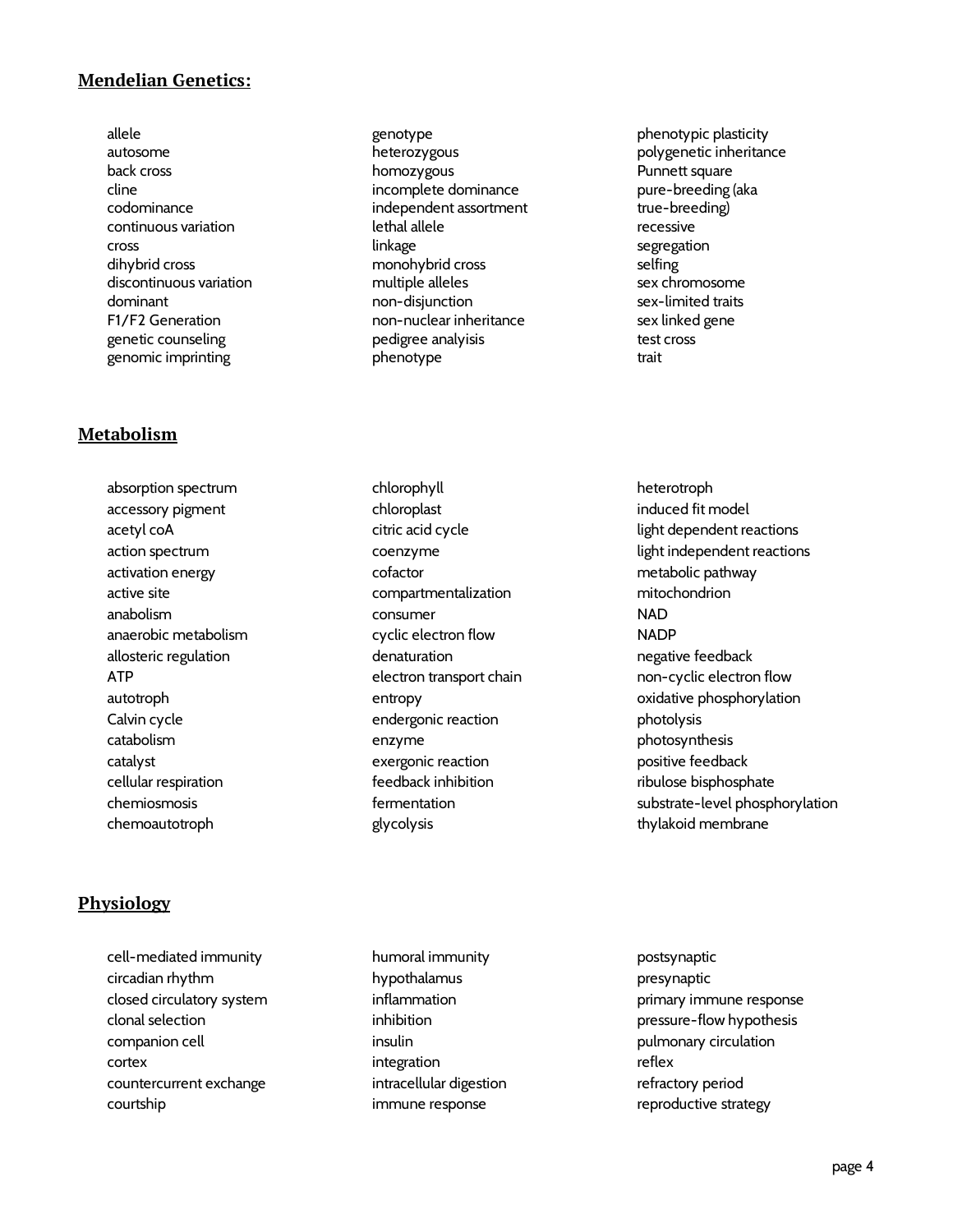## Mendelian Genetics:

- allele
- autosome
- back cross
- cline
- codominance
- continuous variation
- cross
- dihybrid cross
- discontinuous variation
- dominant
- F1/F2 Generation
- genetic counseling
- genomic imprinting
- genotype
- heterozygous
- homozygous
- incomplete dominance
- independent assortment
- lethal allele
- linkage
- monohybrid cross
- multiple alleles
- non-disjunction
- non-nuclear inheritance
- pedigree analyisis
- phenotype
- phenotypic plasticity
- polygenetic inheritance
- Punnett square
- pure-breeding (aka true-breeding)
- recessive
- segregation
- selfing
- sex chromosome
- sex-limited traits
- sex linked gene
- test cross
- trait

## Metabolism

- absorption spectrum
- accessory pigment
- acetyl coA
- action spectrum
- activation energy
- active site
- anabolism
- anaerobic metabolism
- allosteric regulation
- ATP
- autotroph
- Calvin cycle
- catabolism
- catalyst
- cellular respiration
- chemiosmosis
- chemoautotroph
- chlorophyll
- chloroplast
- citric acid cycle
- coenzyme
- cofactor
- compartmentalization
- consumer
- cyclic electron flow
- denaturation
- electron transport chain
- entropy
- endergonic reaction
- enzyme
- exergonic reaction
- feedback inhibition
- fermentation
- glycolysis
- heterotroph
- induced fit model
- light dependent reactions
- light independent reactions
- metabolic pathway
- mitochondrion
- NAD
- NADP
- negative feedback
- non-cyclic electron flow
- oxidative phosphorylation
- photolysis
- photosynthesis
- positive feedback
- ribulose bisphosphate
- substrate-level phosphorylation
- thylakoid membrane

## Physiology

- cell-mediated immunity
- circadian rhythm
- closed circulatory system
- clonal selection
- companion cell
- cortex
- countercurrent exchange
- courtship
- humoral immunity
- hypothalamus
- inflammation
- inhibition
- insulin
- integration
- intracellular digestion
- immune response
- postsynaptic
- presynaptic
- primary immune response
- pressure-flow hypothesis
- pulmonary circulation
- reflex
- refractory period
- reproductive strategy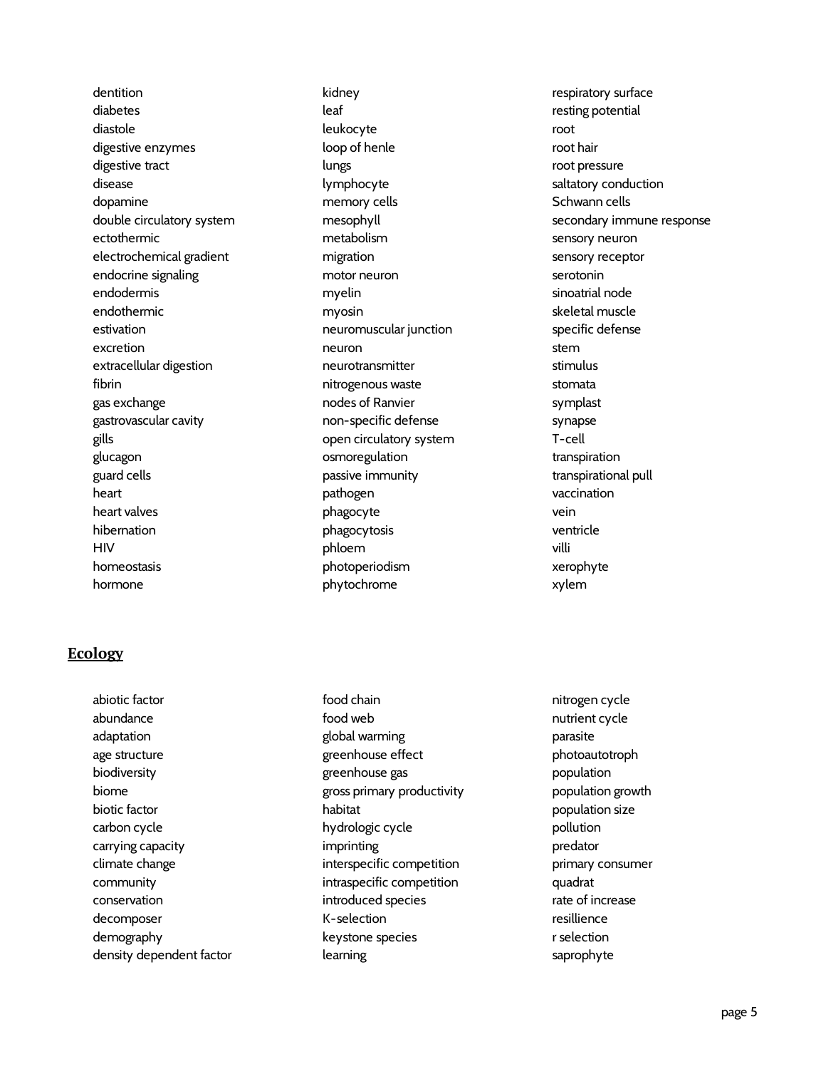- dentition
- diabetes
- diastole
- digestive enzymes
- digestive tract
- disease
- dopamine
- double circulatory system
- ectothermic
- electrochemical gradient
- endocrine signaling
- endodermis
- endothermic
- estivation
- excretion
- extracellular digestion
- fibrin
- gas exchange
- gastrovascular cavity
- gills
- glucagon
- guard cells
- heart
- heart valves
- hibernation
- HIV
- homeostasis
- hormone
- kidney
- leaf
- leukocyte
- loop of henle
- lungs
- lymphocyte
- memory cells
- mesophyll
- metabolism
- migration
- motor neuron
- myelin
- myosin
- neuromuscular junction
- neuron
- neurotransmitter
- nitrogenous waste
- nodes of Ranvier
- non-specific defense
- open circulatory system
- osmoregulation
- passive immunity
- pathogen
- phagocyte
- phagocytosis
- phloem
- photoperiodism
- phytochrome
- respiratory surface
- resting potential
- root
- root hair
- root pressure
- saltatory conduction
- Schwann cells
- secondary immune response
- sensory neuron
- sensory receptor
- serotonin
- sinoatrial node
- skeletal muscle
- specific defense
- stem
- stimulus
- stomata
- symplast
- synapse
- T-cell
- transpiration
- transpirational pull
- vaccination
- vein
- ventricle
- villi
- xerophyte
- xylem

## Ecology

- abiotic factor
- abundance
- adaptation
- age structure
- biodiversity
- biome
- biotic factor
- carbon cycle
- carrying capacity
- climate change
- community
- conservation
- decomposer
- demography
- density dependent factor
- food chain
- food web
- global warming
- greenhouse effect
- greenhouse gas
- gross primary productivity
- habitat
- hydrologic cycle
- imprinting
- interspecific competition
- intraspecific competition
- introduced species
- K-selection
- keystone species
- learning
- nitrogen cycle
- nutrient cycle
- parasite
- photoautotroph
- population
- population growth
- population size
- pollution
- predator
- primary consumer
- quadrat
- rate of increase
- resillience
- r selection
- saprophyte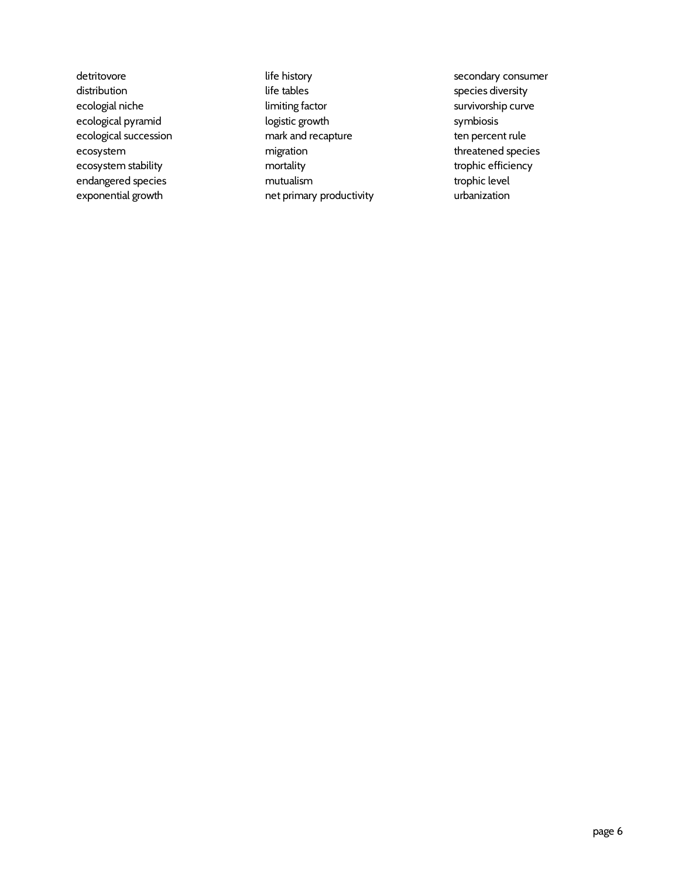detritovore
distribution
ecologial niche
ecological pyramid
ecological succession
ecosystem
ecosystem stability
endangered species
exponential growth

life history
life tables
limiting factor
logistic growth
mark and recapture
migration
mortality
mutualism
net primary productivity

secondary consumer
species diversity
survivorship curve
symbiosis
ten percent rule
threatened species
trophic efficiency
trophic level
urbanization